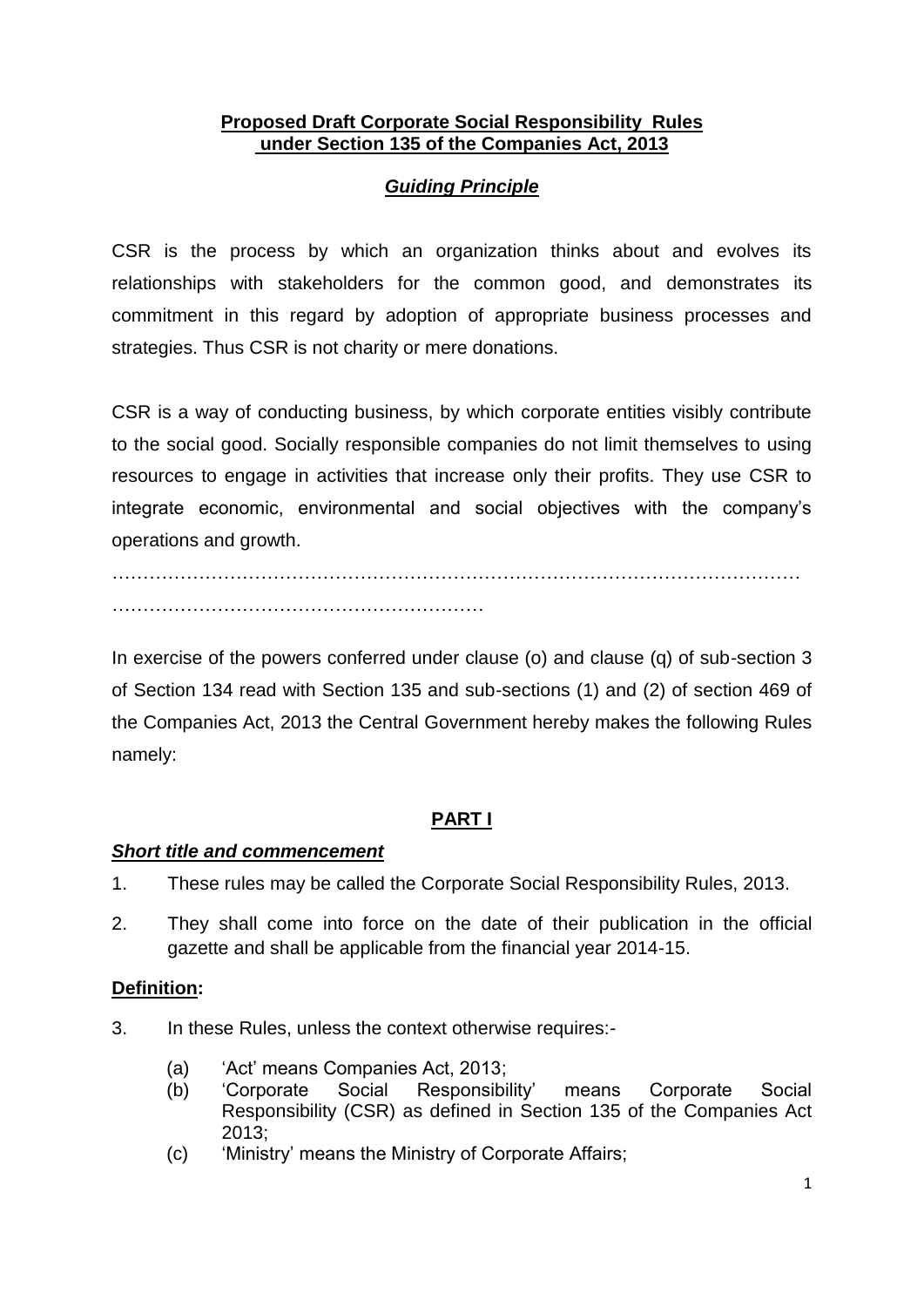**Proposed Draft Corporate Social Responsibility Rules under Section 135 of the Companies Act, 2013**

***Guiding Principle***

CSR is the process by which an organization thinks about and evolves its relationships with stakeholders for the common good, and demonstrates its commitment in this regard by adoption of appropriate business processes and strategies. Thus CSR is not charity or mere donations.

CSR is a way of conducting business, by which corporate entities visibly contribute to the social good. Socially responsible companies do not limit themselves to using resources to engage in activities that increase only their profits. They use CSR to integrate economic, environmental and social objectives with the company's operations and growth.

…………………………………………………………………………………………………
……………………………………………………

In exercise of the powers conferred under clause (o) and clause (q) of sub-section 3 of Section 134 read with Section 135 and sub-sections (1) and (2) of section 469 of the Companies Act, 2013 the Central Government hereby makes the following Rules namely:

**PART I**

***Short title and commencement***

1. These rules may be called the Corporate Social Responsibility Rules, 2013.
2. They shall come into force on the date of their publication in the official gazette and shall be applicable from the financial year 2014-15.

**Definition:**

3. In these Rules, unless the context otherwise requires:-
   (a) 'Act' means Companies Act, 2013;
   (b) 'Corporate Social Responsibility' means Corporate Social Responsibility (CSR) as defined in Section 135 of the Companies Act 2013;
   (c) 'Ministry' means the Ministry of Corporate Affairs;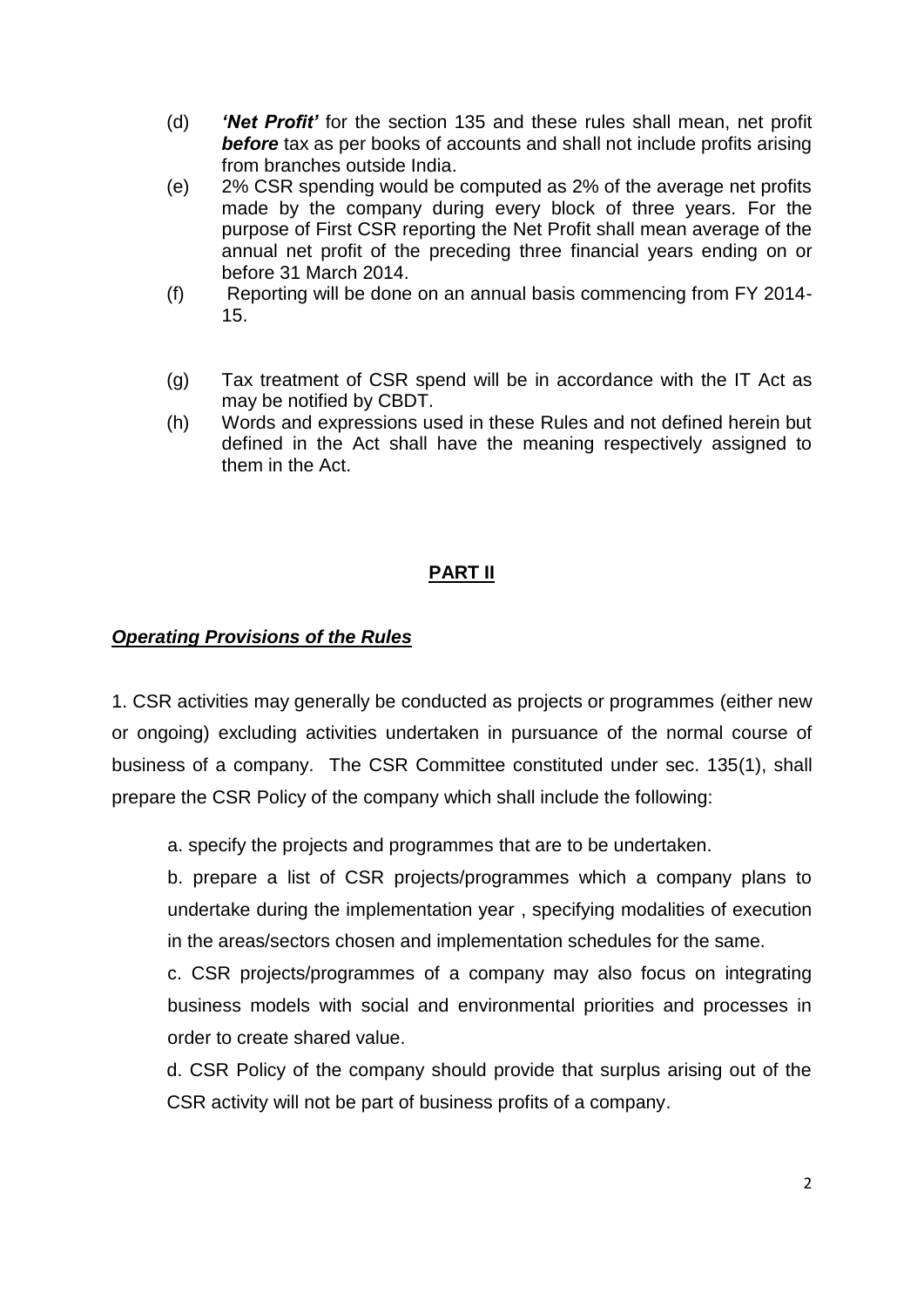(d) ***'Net Profit'*** for the section 135 and these rules shall mean, net profit ***before*** tax as per books of accounts and shall not include profits arising from branches outside India.

(e) 2% CSR spending would be computed as 2% of the average net profits made by the company during every block of three years. For the purpose of First CSR reporting the Net Profit shall mean average of the annual net profit of the preceding three financial years ending on or before 31 March 2014.

(f) Reporting will be done on an annual basis commencing from FY 2014-15.

(g) Tax treatment of CSR spend will be in accordance with the IT Act as may be notified by CBDT.

(h) Words and expressions used in these Rules and not defined herein but defined in the Act shall have the meaning respectively assigned to them in the Act.

## PART II

***Operating Provisions of the Rules***

1. CSR activities may generally be conducted as projects or programmes (either new or ongoing) excluding activities undertaken in pursuance of the normal course of business of a company. The CSR Committee constituted under sec. 135(1), shall prepare the CSR Policy of the company which shall include the following:

a. specify the projects and programmes that are to be undertaken.

b. prepare a list of CSR projects/programmes which a company plans to undertake during the implementation year , specifying modalities of execution in the areas/sectors chosen and implementation schedules for the same.

c. CSR projects/programmes of a company may also focus on integrating business models with social and environmental priorities and processes in order to create shared value.

d. CSR Policy of the company should provide that surplus arising out of the CSR activity will not be part of business profits of a company.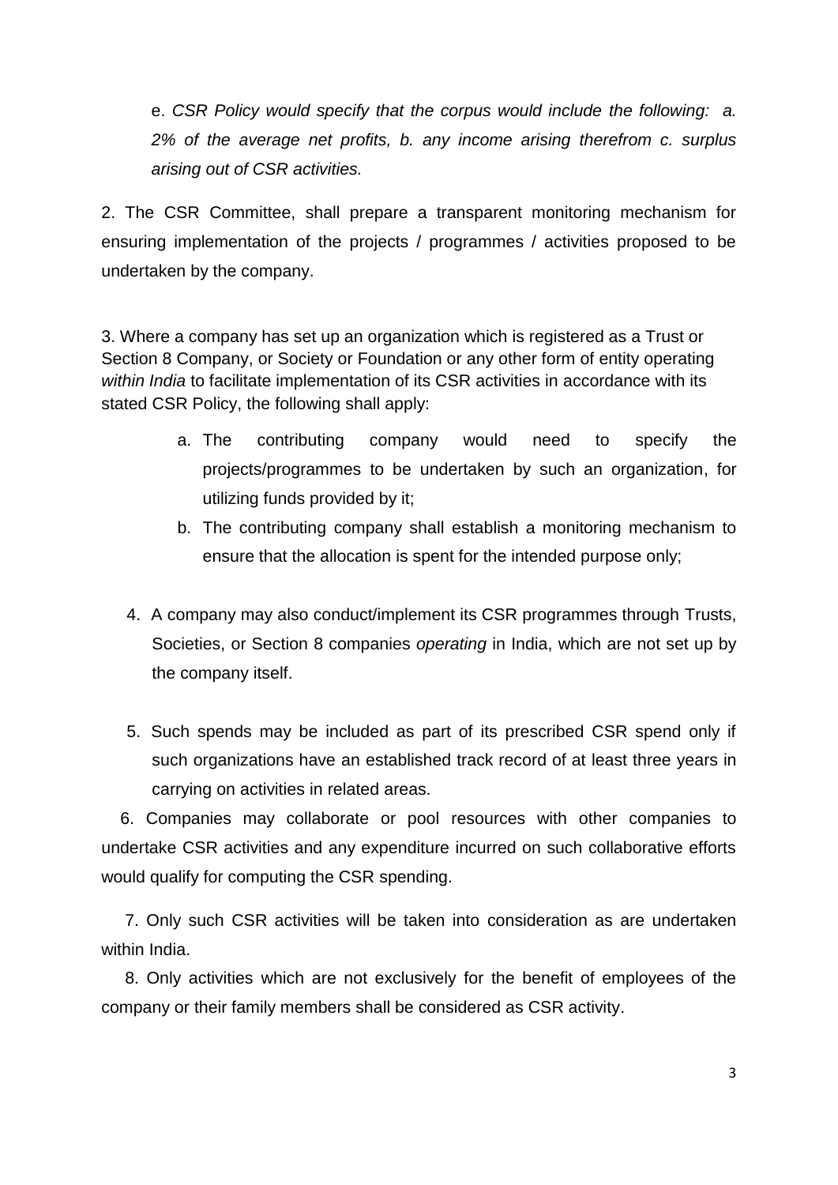e. *CSR Policy would specify that the corpus would include the following: a. 2% of the average net profits, b. any income arising therefrom c. surplus arising out of CSR activities.*

2. The CSR Committee, shall prepare a transparent monitoring mechanism for ensuring implementation of the projects / programmes / activities proposed to be undertaken by the company.

3. Where a company has set up an organization which is registered as a Trust or Section 8 Company, or Society or Foundation or any other form of entity operating *within India* to facilitate implementation of its CSR activities in accordance with its stated CSR Policy, the following shall apply:

   a. The contributing company would need to specify the projects/programmes to be undertaken by such an organization, for utilizing funds provided by it;
   b. The contributing company shall establish a monitoring mechanism to ensure that the allocation is spent for the intended purpose only;

4. A company may also conduct/implement its CSR programmes through Trusts, Societies, or Section 8 companies *operating* in India, which are not set up by the company itself.

5. Such spends may be included as part of its prescribed CSR spend only if such organizations have an established track record of at least three years in carrying on activities in related areas.

6. Companies may collaborate or pool resources with other companies to undertake CSR activities and any expenditure incurred on such collaborative efforts would qualify for computing the CSR spending.

7. Only such CSR activities will be taken into consideration as are undertaken within India.

8. Only activities which are not exclusively for the benefit of employees of the company or their family members shall be considered as CSR activity.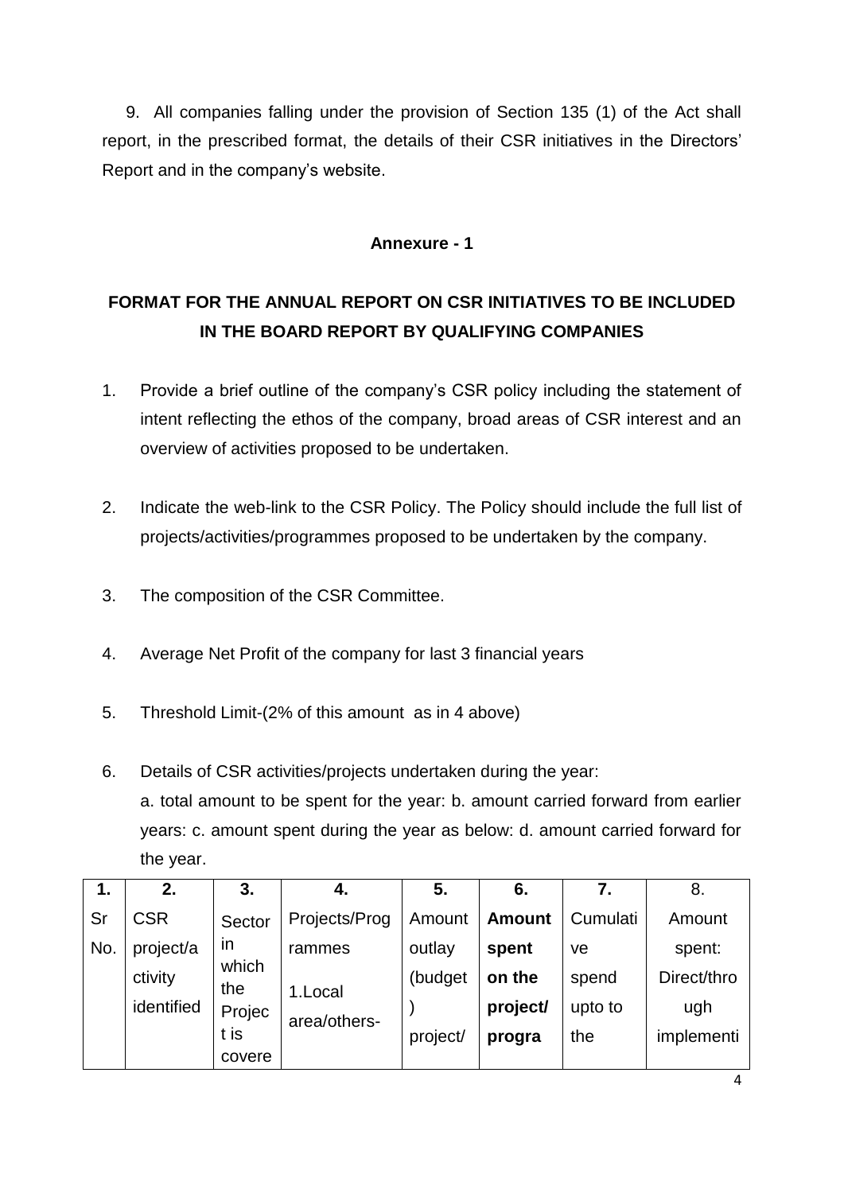9. All companies falling under the provision of Section 135 (1) of the Act shall report, in the prescribed format, the details of their CSR initiatives in the Directors' Report and in the company's website.

**Annexure - 1**

## FORMAT FOR THE ANNUAL REPORT ON CSR INITIATIVES TO BE INCLUDED IN THE BOARD REPORT BY QUALIFYING COMPANIES

1. Provide a brief outline of the company's CSR policy including the statement of intent reflecting the ethos of the company, broad areas of CSR interest and an overview of activities proposed to be undertaken.

2. Indicate the web-link to the CSR Policy. The Policy should include the full list of projects/activities/programmes proposed to be undertaken by the company.

3. The composition of the CSR Committee.

4. Average Net Profit of the company for last 3 financial years

5. Threshold Limit-(2% of this amount as in 4 above)

6. Details of CSR activities/projects undertaken during the year:
   a. total amount to be spent for the year: b. amount carried forward from earlier years: c. amount spent during the year as below: d. amount carried forward for the year.

| **1.** | **2.** | **3.** | **4.** | **5.** | **6.** | **7.** | 8. |
|---|---|---|---|---|---|---|---|
| Sr No. | CSR project/activity identified | Sector in which the Project is covere | Projects/Programmes<br>1.Local area/others- | Amount outlay (budget) project/ | **Amount spent on the project/ progra** | Cumulative spend upto to the | Amount spent: Direct/through implementi |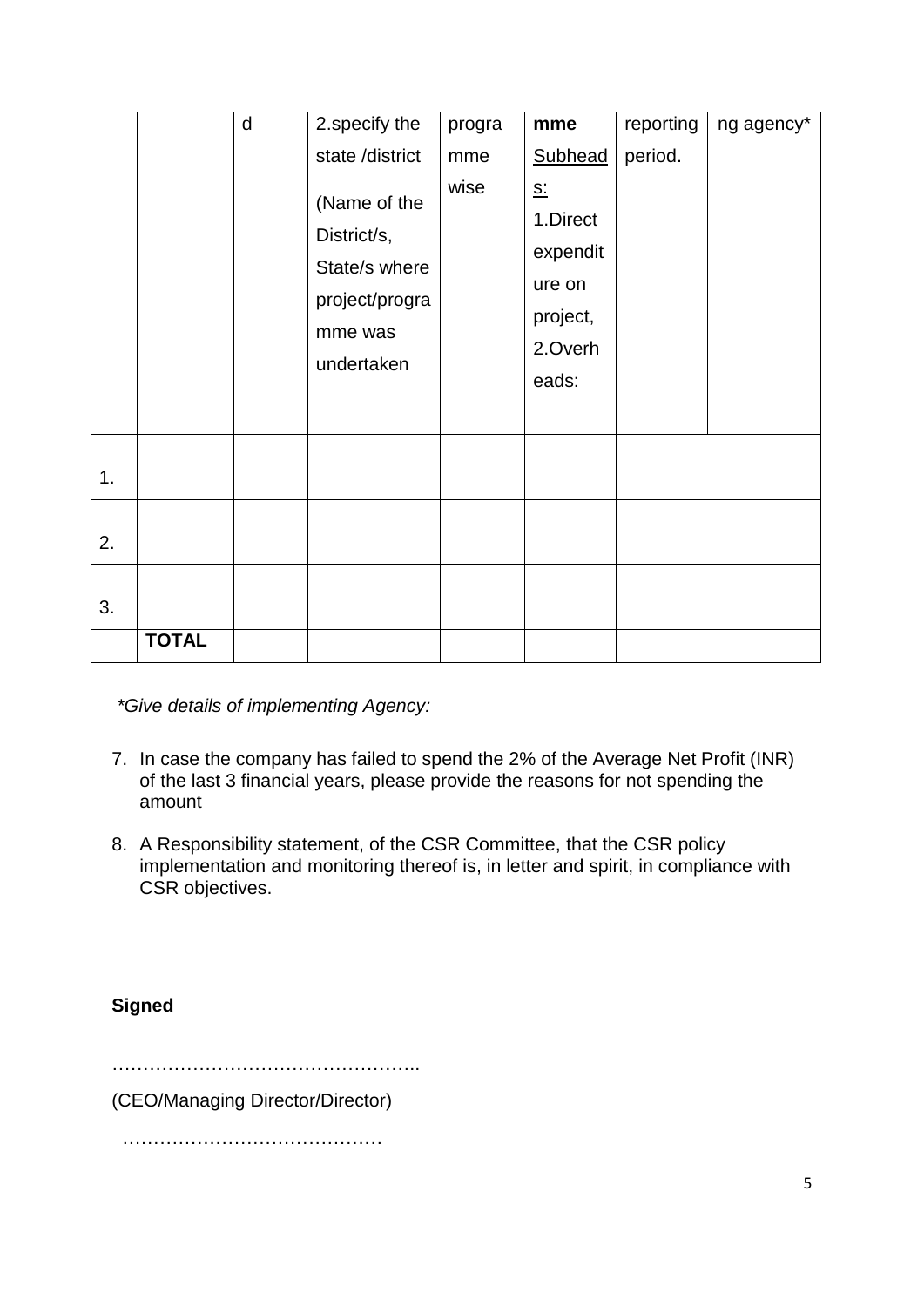| | | d | 2.specify the state /district (Name of the District/s, State/s where project/programme was undertaken | programme wise | **mme** Subheads: 1.Direct expenditure on project, 2.Overheads: | reporting period. | ng agency* |
|---|---|---|---|---|---|---|---|
| 1. | | | | | | | |
| 2. | | | | | | | |
| 3. | | | | | | | |
| | **TOTAL** | | | | | | |

*\*Give details of implementing Agency:*

7. In case the company has failed to spend the 2% of the Average Net Profit (INR) of the last 3 financial years, please provide the reasons for not spending the amount

8. A Responsibility statement, of the CSR Committee, that the CSR policy implementation and monitoring thereof is, in letter and spirit, in compliance with CSR objectives.

**Signed**

…………………………………………..

(CEO/Managing Director/Director)

……………………………………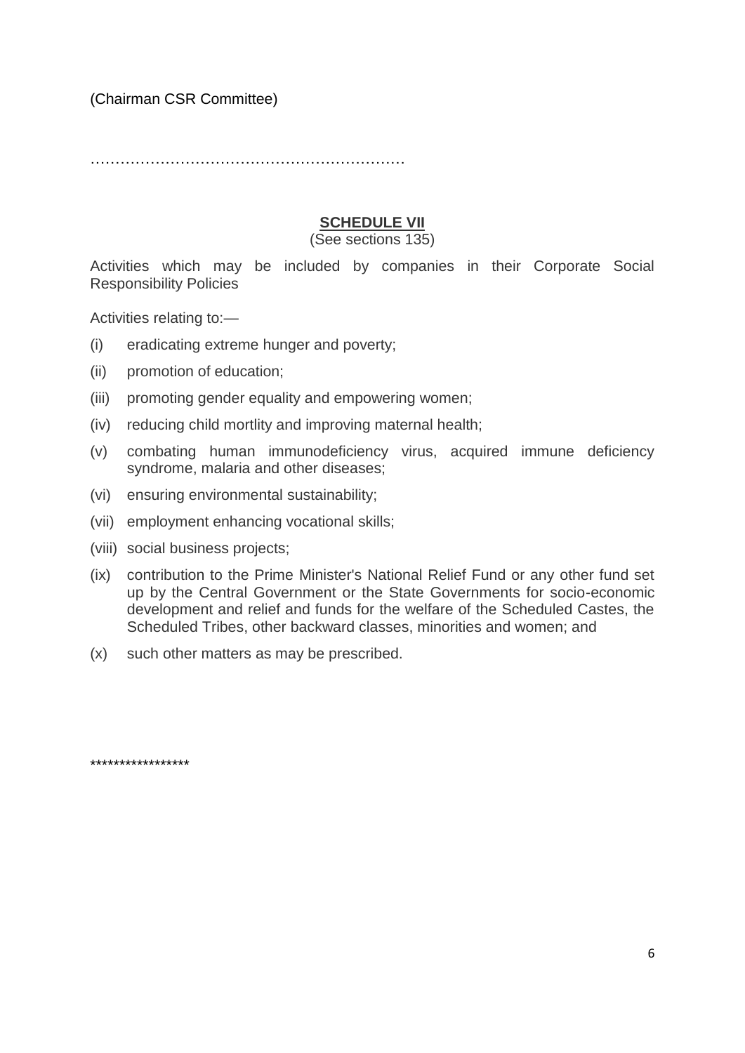(Chairman CSR Committee)

………………………………………………………

**SCHEDULE VII**

(See sections 135)

Activities which may be included by companies in their Corporate Social Responsibility Policies

Activities relating to:—

(i) eradicating extreme hunger and poverty;

(ii) promotion of education;

(iii) promoting gender equality and empowering women;

(iv) reducing child mortlity and improving maternal health;

(v) combating human immunodeficiency virus, acquired immune deficiency syndrome, malaria and other diseases;

(vi) ensuring environmental sustainability;

(vii) employment enhancing vocational skills;

(viii) social business projects;

(ix) contribution to the Prime Minister's National Relief Fund or any other fund set up by the Central Government or the State Governments for socio-economic development and relief and funds for the welfare of the Scheduled Castes, the Scheduled Tribes, other backward classes, minorities and women; and

(x) such other matters as may be prescribed.

*****************